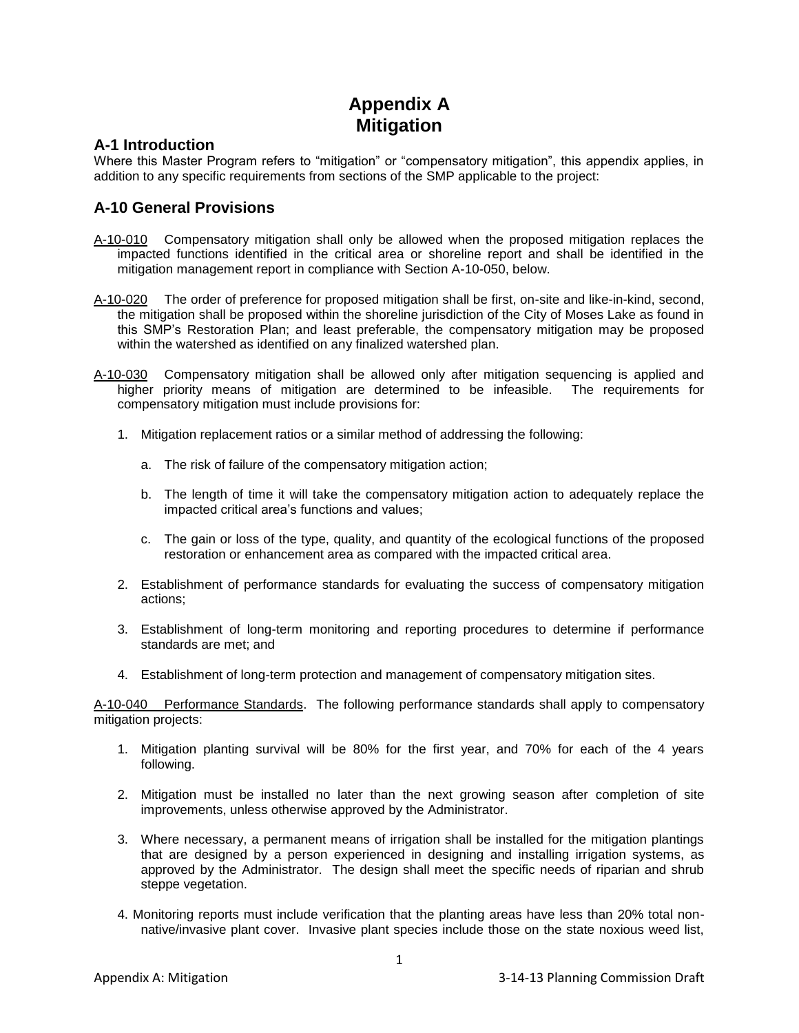# Appendix A
# Mitigation

## A-1 Introduction

Where this Master Program refers to "mitigation" or "compensatory mitigation", this appendix applies, in addition to any specific requirements from sections of the SMP applicable to the project:

## A-10 General Provisions

A-10-010 Compensatory mitigation shall only be allowed when the proposed mitigation replaces the impacted functions identified in the critical area or shoreline report and shall be identified in the mitigation management report in compliance with Section A-10-050, below.

A-10-020 The order of preference for proposed mitigation shall be first, on-site and like-in-kind, second, the mitigation shall be proposed within the shoreline jurisdiction of the City of Moses Lake as found in this SMP's Restoration Plan; and least preferable, the compensatory mitigation may be proposed within the watershed as identified on any finalized watershed plan.

A-10-030 Compensatory mitigation shall be allowed only after mitigation sequencing is applied and higher priority means of mitigation are determined to be infeasible. The requirements for compensatory mitigation must include provisions for:

1. Mitigation replacement ratios or a similar method of addressing the following:
   a. The risk of failure of the compensatory mitigation action;
   b. The length of time it will take the compensatory mitigation action to adequately replace the impacted critical area's functions and values;
   c. The gain or loss of the type, quality, and quantity of the ecological functions of the proposed restoration or enhancement area as compared with the impacted critical area.
2. Establishment of performance standards for evaluating the success of compensatory mitigation actions;
3. Establishment of long-term monitoring and reporting procedures to determine if performance standards are met; and
4. Establishment of long-term protection and management of compensatory mitigation sites.

A-10-040 Performance Standards. The following performance standards shall apply to compensatory mitigation projects:

1. Mitigation planting survival will be 80% for the first year, and 70% for each of the 4 years following.
2. Mitigation must be installed no later than the next growing season after completion of site improvements, unless otherwise approved by the Administrator.
3. Where necessary, a permanent means of irrigation shall be installed for the mitigation plantings that are designed by a person experienced in designing and installing irrigation systems, as approved by the Administrator. The design shall meet the specific needs of riparian and shrub steppe vegetation.
4. Monitoring reports must include verification that the planting areas have less than 20% total non-native/invasive plant cover. Invasive plant species include those on the state noxious weed list,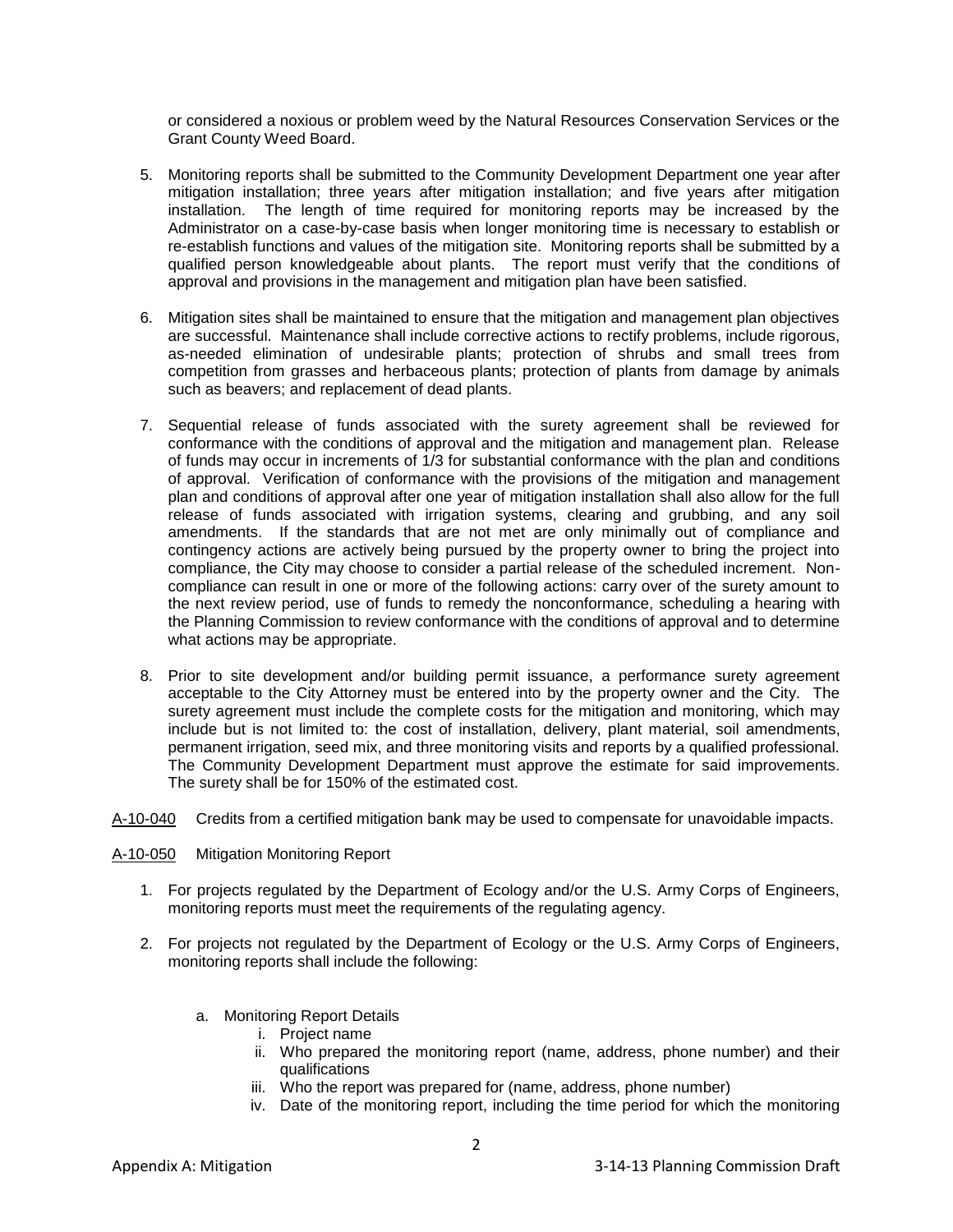or considered a noxious or problem weed by the Natural Resources Conservation Services or the Grant County Weed Board.

5. Monitoring reports shall be submitted to the Community Development Department one year after mitigation installation; three years after mitigation installation; and five years after mitigation installation. The length of time required for monitoring reports may be increased by the Administrator on a case-by-case basis when longer monitoring time is necessary to establish or re-establish functions and values of the mitigation site. Monitoring reports shall be submitted by a qualified person knowledgeable about plants. The report must verify that the conditions of approval and provisions in the management and mitigation plan have been satisfied.

6. Mitigation sites shall be maintained to ensure that the mitigation and management plan objectives are successful. Maintenance shall include corrective actions to rectify problems, include rigorous, as-needed elimination of undesirable plants; protection of shrubs and small trees from competition from grasses and herbaceous plants; protection of plants from damage by animals such as beavers; and replacement of dead plants.

7. Sequential release of funds associated with the surety agreement shall be reviewed for conformance with the conditions of approval and the mitigation and management plan. Release of funds may occur in increments of 1/3 for substantial conformance with the plan and conditions of approval. Verification of conformance with the provisions of the mitigation and management plan and conditions of approval after one year of mitigation installation shall also allow for the full release of funds associated with irrigation systems, clearing and grubbing, and any soil amendments. If the standards that are not met are only minimally out of compliance and contingency actions are actively being pursued by the property owner to bring the project into compliance, the City may choose to consider a partial release of the scheduled increment. Non-compliance can result in one or more of the following actions: carry over of the surety amount to the next review period, use of funds to remedy the nonconformance, scheduling a hearing with the Planning Commission to review conformance with the conditions of approval and to determine what actions may be appropriate.

8. Prior to site development and/or building permit issuance, a performance surety agreement acceptable to the City Attorney must be entered into by the property owner and the City. The surety agreement must include the complete costs for the mitigation and monitoring, which may include but is not limited to: the cost of installation, delivery, plant material, soil amendments, permanent irrigation, seed mix, and three monitoring visits and reports by a qualified professional. The Community Development Department must approve the estimate for said improvements. The surety shall be for 150% of the estimated cost.

A-10-040 Credits from a certified mitigation bank may be used to compensate for unavoidable impacts.

A-10-050 Mitigation Monitoring Report

1. For projects regulated by the Department of Ecology and/or the U.S. Army Corps of Engineers, monitoring reports must meet the requirements of the regulating agency.

2. For projects not regulated by the Department of Ecology or the U.S. Army Corps of Engineers, monitoring reports shall include the following:

   a. Monitoring Report Details
      - i. Project name
      - ii. Who prepared the monitoring report (name, address, phone number) and their qualifications
      - iii. Who the report was prepared for (name, address, phone number)
      - iv. Date of the monitoring report, including the time period for which the monitoring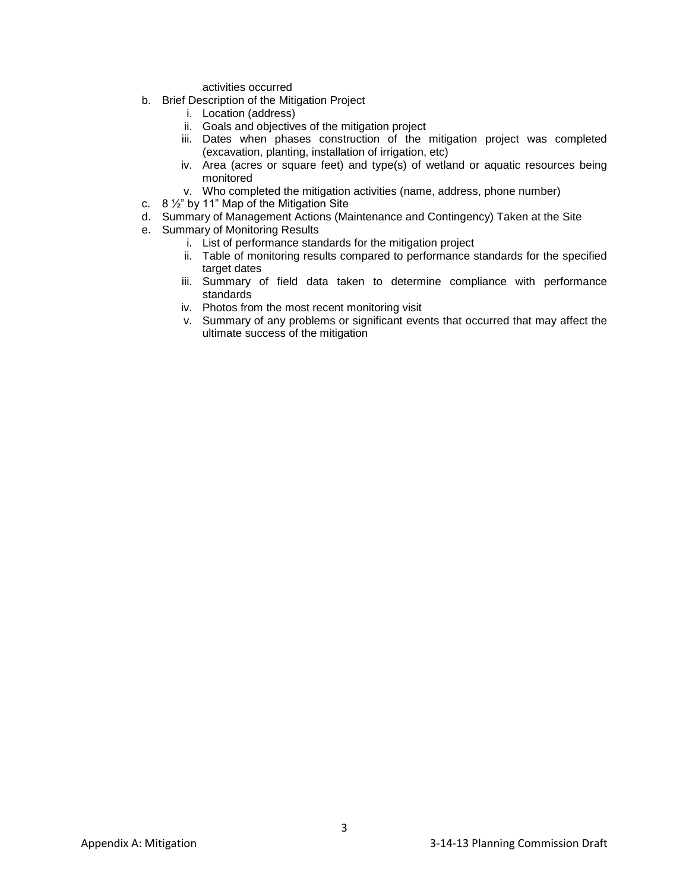activities occurred

b. Brief Description of the Mitigation Project
    i. Location (address)
    ii. Goals and objectives of the mitigation project
    iii. Dates when phases construction of the mitigation project was completed (excavation, planting, installation of irrigation, etc)
    iv. Area (acres or square feet) and type(s) of wetland or aquatic resources being monitored
    v. Who completed the mitigation activities (name, address, phone number)

c. 8 ½" by 11" Map of the Mitigation Site

d. Summary of Management Actions (Maintenance and Contingency) Taken at the Site

e. Summary of Monitoring Results
    i. List of performance standards for the mitigation project
    ii. Table of monitoring results compared to performance standards for the specified target dates
    iii. Summary of field data taken to determine compliance with performance standards
    iv. Photos from the most recent monitoring visit
    v. Summary of any problems or significant events that occurred that may affect the ultimate success of the mitigation